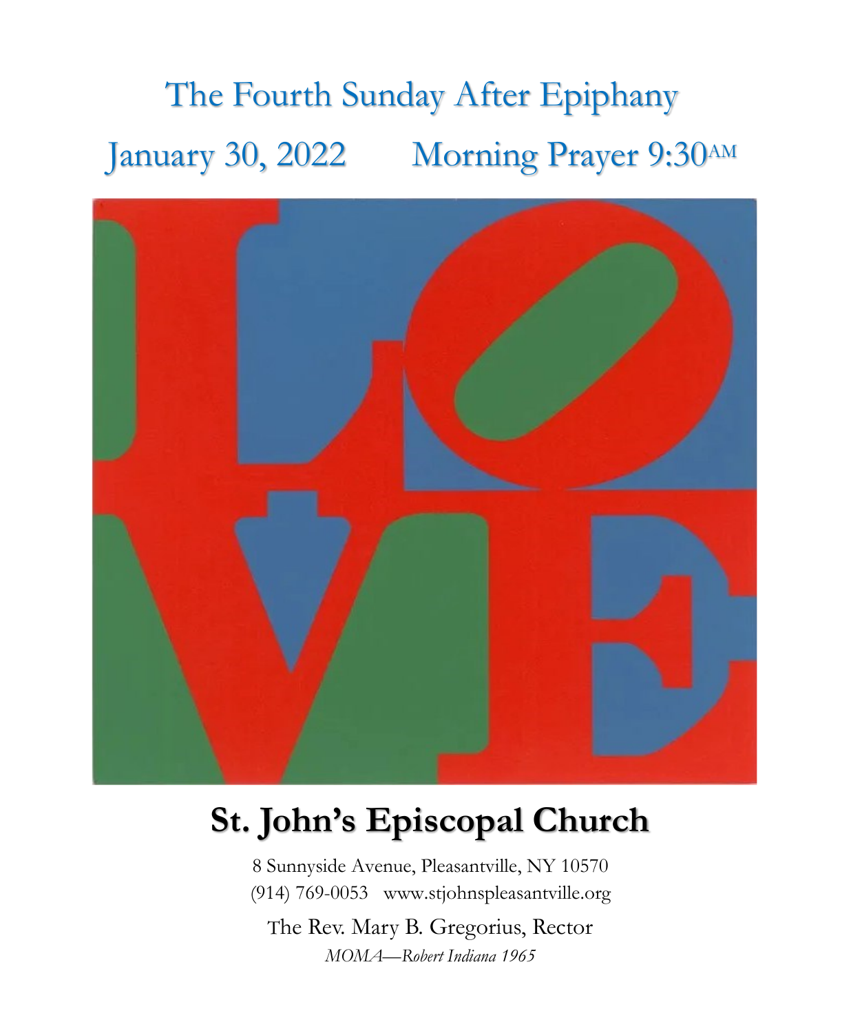# The Fourth Sunday After Epiphany

## January 30, 2022 Morning Prayer 9:30AM

# St. John's Episcopal Church

8 Sunnyside Avenue, Pleasantville, NY 10570
(914) 769-0053 www.stjohnspleasantville.org

The Rev. Mary B. Gregorius, Rector

*MOMA—Robert Indiana 1965*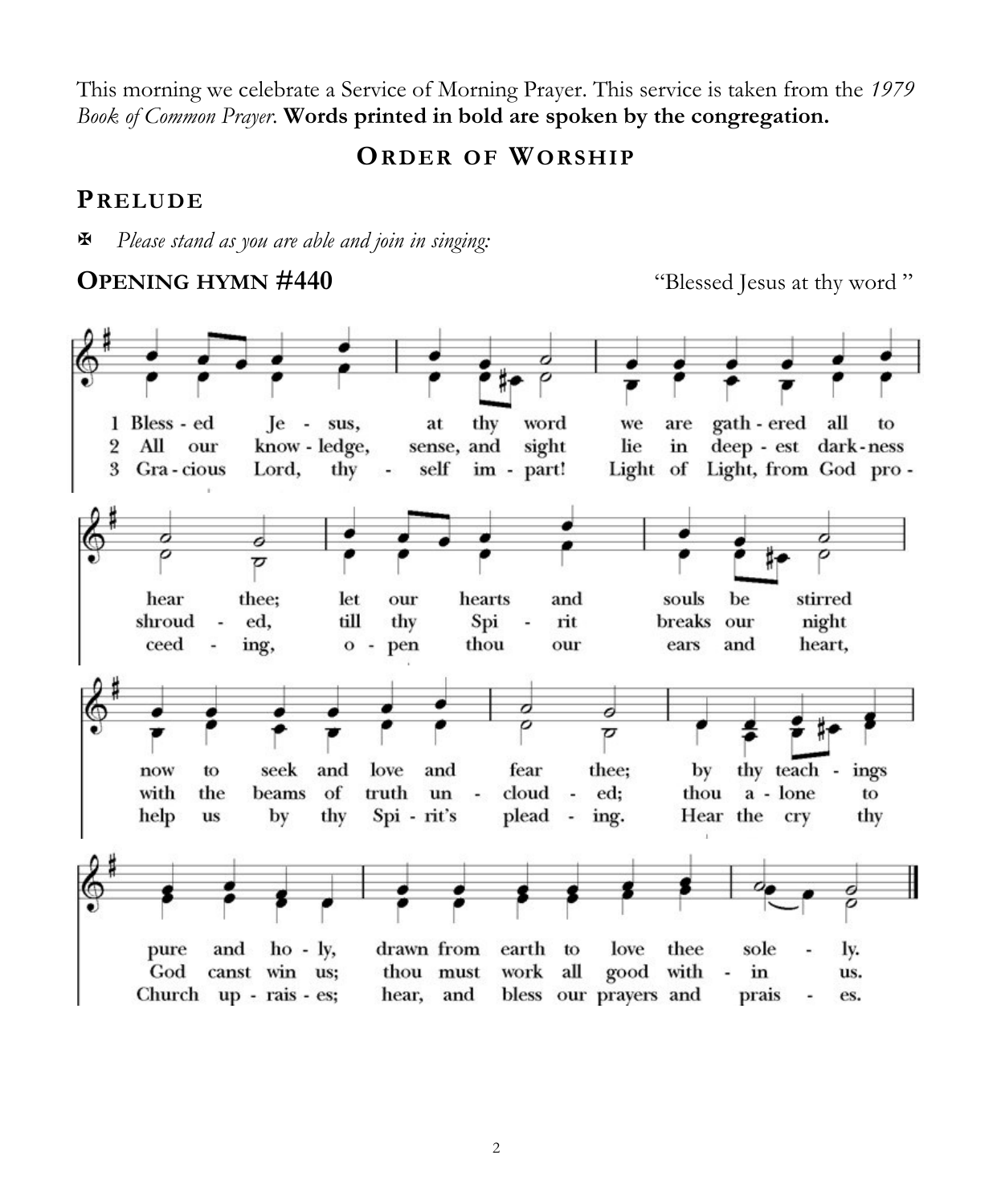This morning we celebrate a Service of Morning Prayer. This service is taken from the *1979 Book of Common Prayer.* **Words printed in bold are spoken by the congregation.**

## ORDER OF WORSHIP

### PRELUDE

✠ *Please stand as you are able and join in singing:*

### OPENING HYMN #440

"Blessed Jesus at thy word"

1 Bless - ed Je - sus, at thy word we are gath - ered all to hear thee; let our hearts and souls be stirred now to seek and love and fear thee; by thy teach - ings pure and ho - ly, drawn from earth to love thee sole - ly.

2 All our know - ledge, sense, and sight lie in deep - est dark - ness shroud - ed, till thy Spi - rit breaks our night with the beams of truth un - cloud - ed; thou a - lone to God canst win us; thou must work all good with - in us.

3 Gra - cious Lord, thy - self im - part! Light of Light, from God pro - ceed - ing, o - pen thou our ears and heart, help us by thy Spi - rit's plead - ing. Hear the cry thy Church up - rais - es; hear, and bless our prayers and prais - es.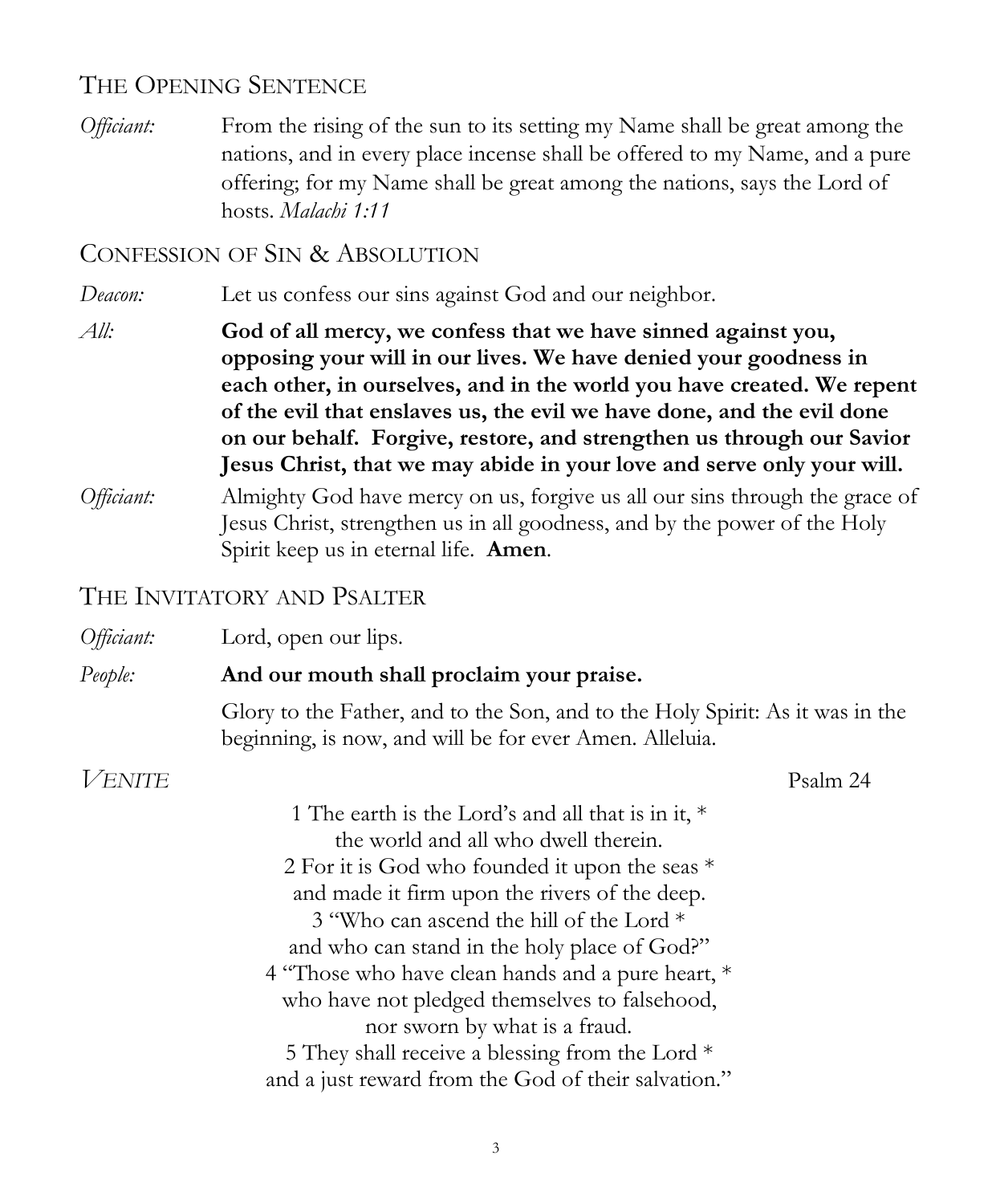## The Opening Sentence

*Officiant:* From the rising of the sun to its setting my Name shall be great among the nations, and in every place incense shall be offered to my Name, and a pure offering; for my Name shall be great among the nations, says the Lord of hosts. *Malachi 1:11*

## Confession of Sin & Absolution

*Deacon:* Let us confess our sins against God and our neighbor.

*All:* **God of all mercy, we confess that we have sinned against you, opposing your will in our lives. We have denied your goodness in each other, in ourselves, and in the world you have created. We repent of the evil that enslaves us, the evil we have done, and the evil done on our behalf. Forgive, restore, and strengthen us through our Savior Jesus Christ, that we may abide in your love and serve only your will.**

*Officiant:* Almighty God have mercy on us, forgive us all our sins through the grace of Jesus Christ, strengthen us in all goodness, and by the power of the Holy Spirit keep us in eternal life. **Amen**.

## The Invitatory and Psalter

*Officiant:* Lord, open our lips.

*People:* **And our mouth shall proclaim your praise.**

Glory to the Father, and to the Son, and to the Holy Spirit: As it was in the beginning, is now, and will be for ever Amen. Alleluia.

*Venite* Psalm 24

1 The earth is the Lord's and all that is in it, *
the world and all who dwell therein.
2 For it is God who founded it upon the seas *
and made it firm upon the rivers of the deep.
3 "Who can ascend the hill of the Lord *
and who can stand in the holy place of God?"
4 "Those who have clean hands and a pure heart, *
who have not pledged themselves to falsehood,
nor sworn by what is a fraud.
5 They shall receive a blessing from the Lord *
and a just reward from the God of their salvation."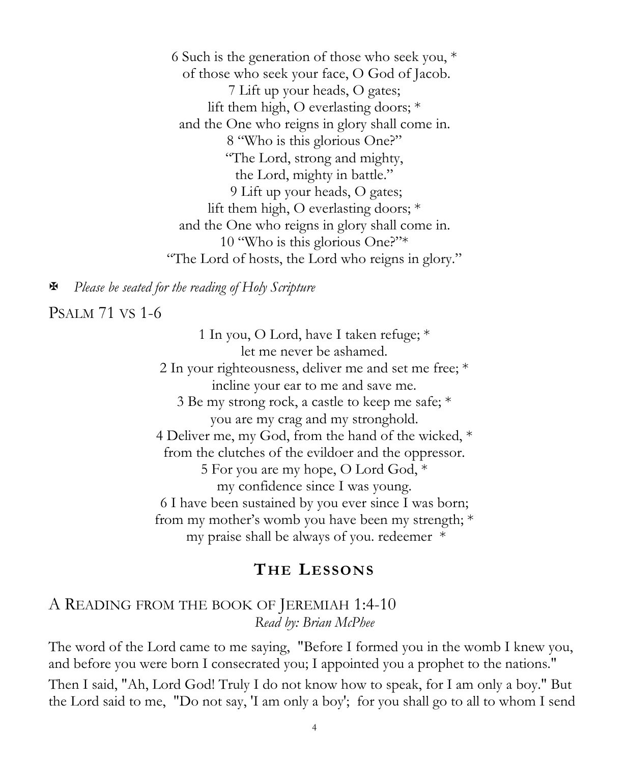6 Such is the generation of those who seek you, *
of those who seek your face, O God of Jacob.
7 Lift up your heads, O gates;
lift them high, O everlasting doors; *
and the One who reigns in glory shall come in.
8 "Who is this glorious One?"
"The Lord, strong and mighty,
the Lord, mighty in battle."
9 Lift up your heads, O gates;
lift them high, O everlasting doors; *
and the One who reigns in glory shall come in.
10 "Who is this glorious One?"*
"The Lord of hosts, the Lord who reigns in glory."

✠ *Please be seated for the reading of Holy Scripture*

## PSALM 71 VS 1-6

1 In you, O Lord, have I taken refuge; *
let me never be ashamed.
2 In your righteousness, deliver me and set me free; *
incline your ear to me and save me.
3 Be my strong rock, a castle to keep me safe; *
you are my crag and my stronghold.
4 Deliver me, my God, from the hand of the wicked, *
from the clutches of the evildoer and the oppressor.
5 For you are my hope, O Lord God, *
my confidence since I was young.
6 I have been sustained by you ever since I was born;
from my mother's womb you have been my strength; *
my praise shall be always of you. redeemer *

# THE LESSONS

## A READING FROM THE BOOK OF JEREMIAH 1:4-10

*Read by: Brian McPhee*

The word of the Lord came to me saying, "Before I formed you in the womb I knew you, and before you were born I consecrated you; I appointed you a prophet to the nations."

Then I said, "Ah, Lord God! Truly I do not know how to speak, for I am only a boy." But the Lord said to me, "Do not say, 'I am only a boy'; for you shall go to all to whom I send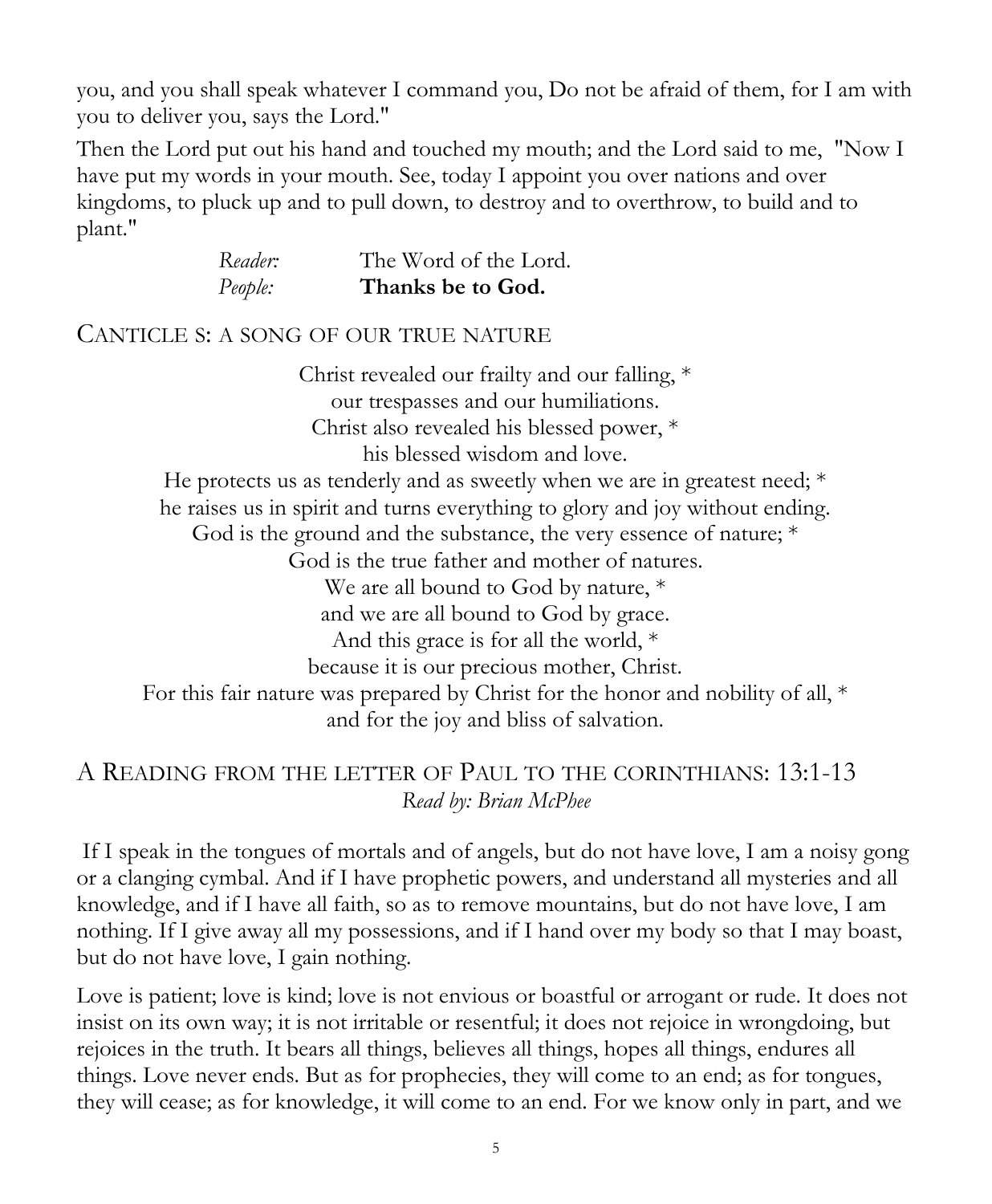you, and you shall speak whatever I command you, Do not be afraid of them, for I am with you to deliver you, says the Lord."

Then the Lord put out his hand and touched my mouth; and the Lord said to me, "Now I have put my words in your mouth. See, today I appoint you over nations and over kingdoms, to pluck up and to pull down, to destroy and to overthrow, to build and to plant."

*Reader:* The Word of the Lord.
*People:* **Thanks be to God.**

## CANTICLE S: A SONG OF OUR TRUE NATURE

Christ revealed our frailty and our falling, *
our trespasses and our humiliations.
Christ also revealed his blessed power, *
his blessed wisdom and love.
He protects us as tenderly and as sweetly when we are in greatest need; *
he raises us in spirit and turns everything to glory and joy without ending.
God is the ground and the substance, the very essence of nature; *
God is the true father and mother of natures.
We are all bound to God by nature, *
and we are all bound to God by grace.
And this grace is for all the world, *
because it is our precious mother, Christ.
For this fair nature was prepared by Christ for the honor and nobility of all, *
and for the joy and bliss of salvation.

## A READING FROM THE LETTER OF PAUL TO THE CORINTHIANS: 13:1-13

*Read by: Brian McPhee*

If I speak in the tongues of mortals and of angels, but do not have love, I am a noisy gong or a clanging cymbal. And if I have prophetic powers, and understand all mysteries and all knowledge, and if I have all faith, so as to remove mountains, but do not have love, I am nothing. If I give away all my possessions, and if I hand over my body so that I may boast, but do not have love, I gain nothing.

Love is patient; love is kind; love is not envious or boastful or arrogant or rude. It does not insist on its own way; it is not irritable or resentful; it does not rejoice in wrongdoing, but rejoices in the truth. It bears all things, believes all things, hopes all things, endures all things. Love never ends. But as for prophecies, they will come to an end; as for tongues, they will cease; as for knowledge, it will come to an end. For we know only in part, and we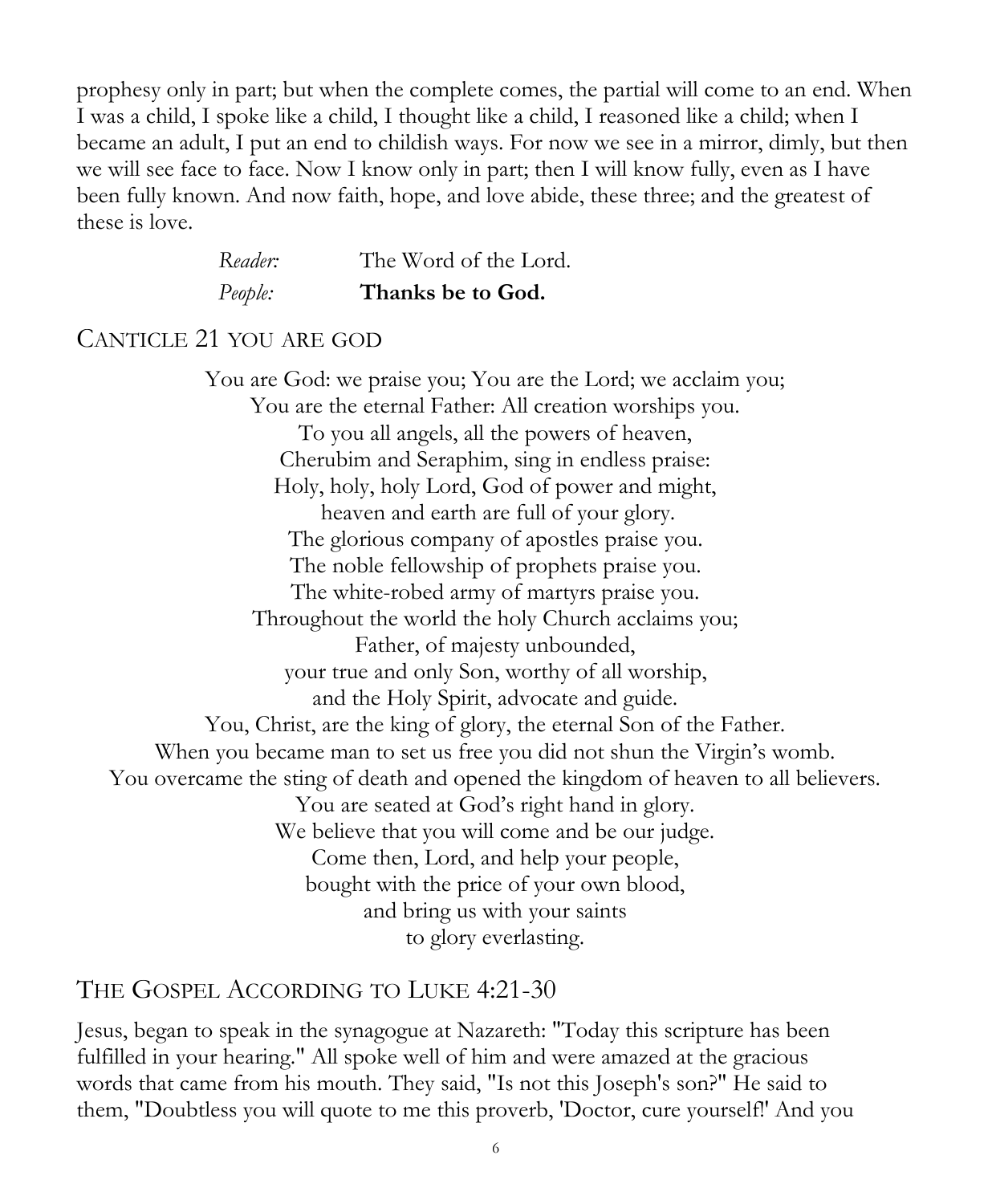prophesy only in part; but when the complete comes, the partial will come to an end. When I was a child, I spoke like a child, I thought like a child, I reasoned like a child; when I became an adult, I put an end to childish ways. For now we see in a mirror, dimly, but then we will see face to face. Now I know only in part; then I will know fully, even as I have been fully known. And now faith, hope, and love abide, these three; and the greatest of these is love.

*Reader:* The Word of the Lord.
*People:* **Thanks be to God.**

## CANTICLE 21 YOU ARE GOD

You are God: we praise you; You are the Lord; we acclaim you;
You are the eternal Father: All creation worships you.
To you all angels, all the powers of heaven,
Cherubim and Seraphim, sing in endless praise:
Holy, holy, holy Lord, God of power and might,
heaven and earth are full of your glory.
The glorious company of apostles praise you.
The noble fellowship of prophets praise you.
The white-robed army of martyrs praise you.
Throughout the world the holy Church acclaims you;
Father, of majesty unbounded,
your true and only Son, worthy of all worship,
and the Holy Spirit, advocate and guide.
You, Christ, are the king of glory, the eternal Son of the Father.
When you became man to set us free you did not shun the Virgin's womb.
You overcame the sting of death and opened the kingdom of heaven to all believers.
You are seated at God's right hand in glory.
We believe that you will come and be our judge.
Come then, Lord, and help your people,
bought with the price of your own blood,
and bring us with your saints
to glory everlasting.

## THE GOSPEL ACCORDING TO LUKE 4:21-30

Jesus, began to speak in the synagogue at Nazareth: "Today this scripture has been fulfilled in your hearing." All spoke well of him and were amazed at the gracious words that came from his mouth. They said, "Is not this Joseph's son?" He said to them, "Doubtless you will quote to me this proverb, 'Doctor, cure yourself!' And you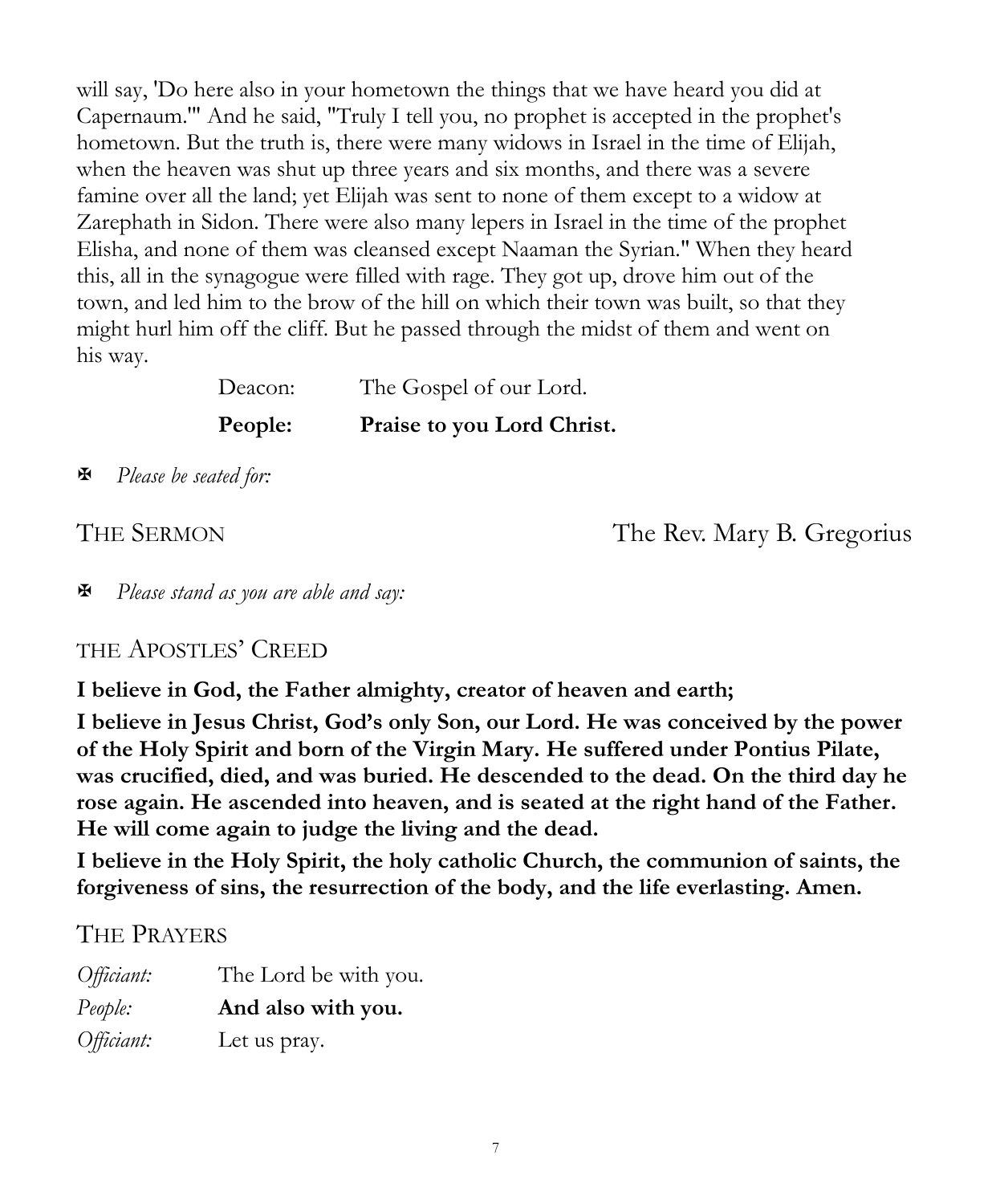will say, 'Do here also in your hometown the things that we have heard you did at Capernaum.'" And he said, "Truly I tell you, no prophet is accepted in the prophet's hometown. But the truth is, there were many widows in Israel in the time of Elijah, when the heaven was shut up three years and six months, and there was a severe famine over all the land; yet Elijah was sent to none of them except to a widow at Zarephath in Sidon. There were also many lepers in Israel in the time of the prophet Elisha, and none of them was cleansed except Naaman the Syrian." When they heard this, all in the synagogue were filled with rage. They got up, drove him out of the town, and led him to the brow of the hill on which their town was built, so that they might hurl him off the cliff. But he passed through the midst of them and went on his way.

Deacon: The Gospel of our Lord.

**People: Praise to you Lord Christ.**

✠ *Please be seated for:*

THE SERMON — The Rev. Mary B. Gregorius

✠ *Please stand as you are able and say:*

## THE APOSTLES' CREED

**I believe in God, the Father almighty, creator of heaven and earth;**

**I believe in Jesus Christ, God's only Son, our Lord. He was conceived by the power of the Holy Spirit and born of the Virgin Mary. He suffered under Pontius Pilate, was crucified, died, and was buried. He descended to the dead. On the third day he rose again. He ascended into heaven, and is seated at the right hand of the Father. He will come again to judge the living and the dead.**

**I believe in the Holy Spirit, the holy catholic Church, the communion of saints, the forgiveness of sins, the resurrection of the body, and the life everlasting. Amen.**

## THE PRAYERS

*Officiant:* The Lord be with you.

*People:* **And also with you.**

*Officiant:* Let us pray.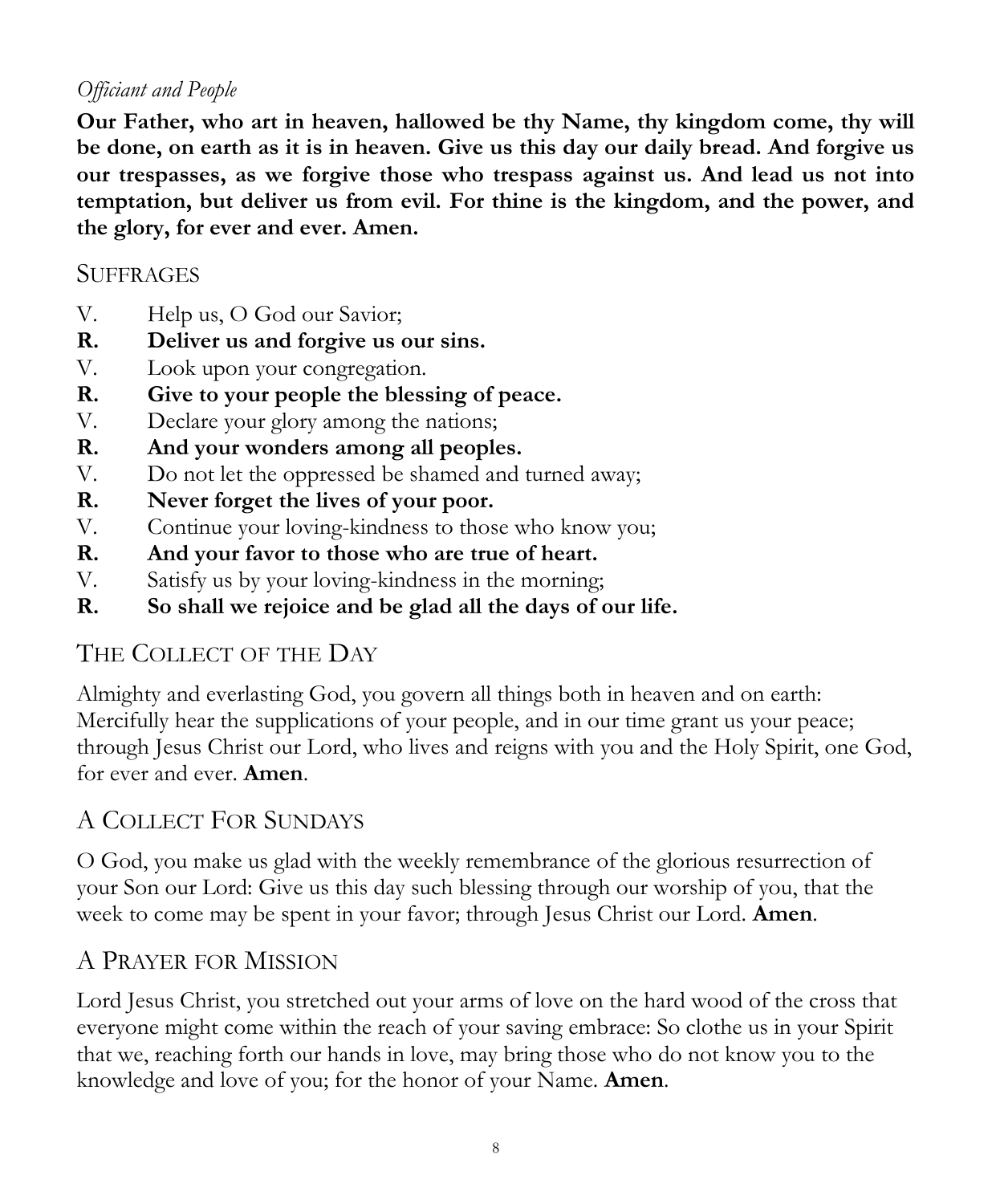*Officiant and People*

**Our Father, who art in heaven, hallowed be thy Name, thy kingdom come, thy will be done, on earth as it is in heaven. Give us this day our daily bread. And forgive us our trespasses, as we forgive those who trespass against us. And lead us not into temptation, but deliver us from evil. For thine is the kingdom, and the power, and the glory, for ever and ever. Amen.**

## SUFFRAGES

V. Help us, O God our Savior;
**R. Deliver us and forgive us our sins.**
V. Look upon your congregation.
**R. Give to your people the blessing of peace.**
V. Declare your glory among the nations;
**R. And your wonders among all peoples.**
V. Do not let the oppressed be shamed and turned away;
**R. Never forget the lives of your poor.**
V. Continue your loving-kindness to those who know you;
**R. And your favor to those who are true of heart.**
V. Satisfy us by your loving-kindness in the morning;
**R. So shall we rejoice and be glad all the days of our life.**

## THE COLLECT OF THE DAY

Almighty and everlasting God, you govern all things both in heaven and on earth: Mercifully hear the supplications of your people, and in our time grant us your peace; through Jesus Christ our Lord, who lives and reigns with you and the Holy Spirit, one God, for ever and ever. **Amen**.

## A COLLECT FOR SUNDAYS

O God, you make us glad with the weekly remembrance of the glorious resurrection of your Son our Lord: Give us this day such blessing through our worship of you, that the week to come may be spent in your favor; through Jesus Christ our Lord. **Amen**.

## A PRAYER FOR MISSION

Lord Jesus Christ, you stretched out your arms of love on the hard wood of the cross that everyone might come within the reach of your saving embrace: So clothe us in your Spirit that we, reaching forth our hands in love, may bring those who do not know you to the knowledge and love of you; for the honor of your Name. **Amen**.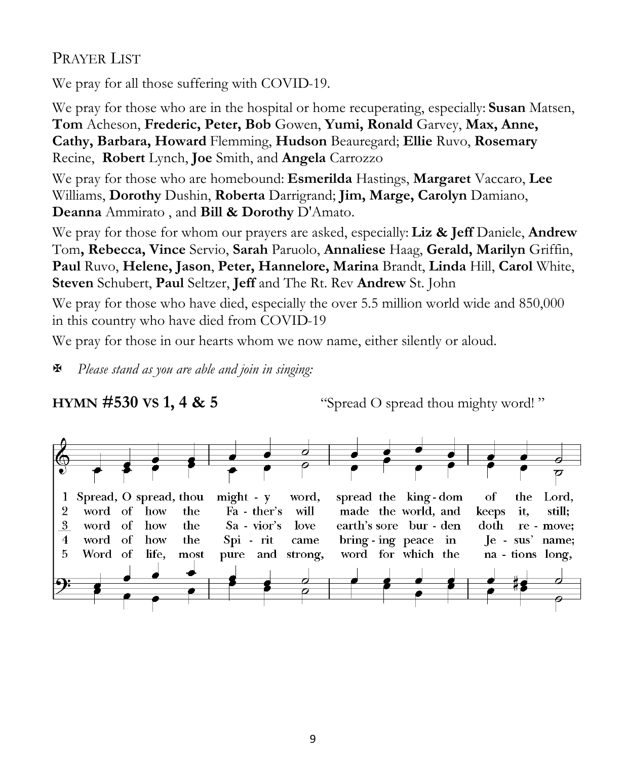## Prayer List

We pray for all those suffering with COVID-19.

We pray for those who are in the hospital or home recuperating, especially: **Susan** Matsen, **Tom** Acheson, **Frederic, Peter, Bob** Gowen, **Yumi, Ronald** Garvey, **Max, Anne, Cathy, Barbara, Howard** Flemming, **Hudson** Beauregard; **Ellie** Ruvo, **Rosemary** Recine, **Robert** Lynch, **Joe** Smith, and **Angela** Carrozzo

We pray for those who are homebound: **Esmerilda** Hastings, **Margaret** Vaccaro, **Lee** Williams, **Dorothy** Dushin, **Roberta** Darrigrand; **Jim, Marge, Carolyn** Damiano, **Deanna** Ammirato , and **Bill & Dorothy** D'Amato.

We pray for those for whom our prayers are asked, especially: **Liz & Jeff** Daniele, **Andrew** Tom**, Rebecca, Vince** Servio, **Sarah** Paruolo, **Annaliese** Haag, **Gerald, Marilyn** Griffin, **Paul** Ruvo, **Helene, Jason**, **Peter, Hannelore, Marina** Brandt, **Linda** Hill, **Carol** White, **Steven** Schubert, **Paul** Seltzer, **Jeff** and The Rt. Rev **Andrew** St. John

We pray for those who have died, especially the over 5.5 million world wide and 850,000 in this country who have died from COVID-19

We pray for those in our hearts whom we now name, either silently or aloud.

✠ *Please stand as you are able and join in singing:*

**HYMN #530 VS 1, 4 & 5** "Spread O spread thou mighty word! "

1 Spread, O spread, thou might - y word, spread the king - dom of the Lord,
2 word of how the Fa - ther's will made the world, and keeps it, still;
3 word of how the Sa - vior's love earth's sore bur - den doth re - move;
4 word of how the Spi - rit came bring - ing peace in Je - sus' name;
5 Word of life, most pure and strong, word for which the na - tions long,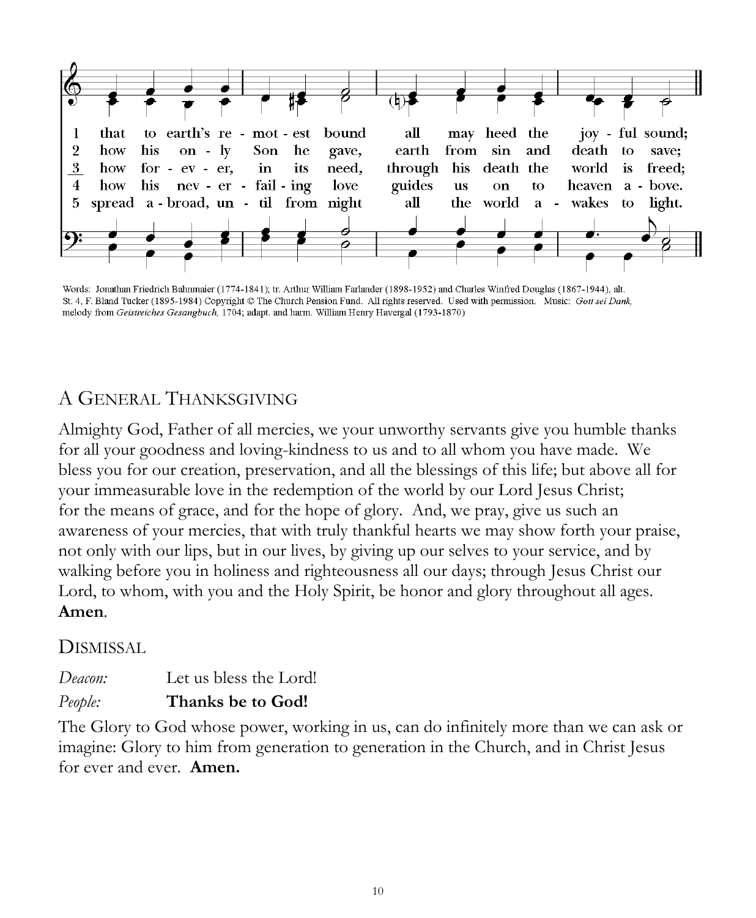1 that to earth's re - mot - est bound all may heed the joy - ful sound;
2 how his on - ly Son he gave, earth from sin and death to save;
3 how for - ev - er, in its need, through his death the world is freed;
4 how his nev - er - fail - ing love guides us on to heaven a - bove.
5 spread a - broad, un - til from night all the world a - wakes to light.

Words: Jonathan Friedrich Bahnmaier (1774-1841); tr. Arthur William Farlander (1898-1952) and Charles Winfred Douglas (1867-1944), alt. St. 4, F. Bland Tucker (1895-1984) Copyright © The Church Pension Fund. All rights reserved. Used with permission. Music: *Gott sei Dank,* melody from *Geistreiches Gesangbuch,* 1704; adapt. and harm. William Henry Havergal (1793-1870)

## A General Thanksgiving

Almighty God, Father of all mercies, we your unworthy servants give you humble thanks for all your goodness and loving-kindness to us and to all whom you have made. We bless you for our creation, preservation, and all the blessings of this life; but above all for your immeasurable love in the redemption of the world by our Lord Jesus Christ; for the means of grace, and for the hope of glory. And, we pray, give us such an awareness of your mercies, that with truly thankful hearts we may show forth your praise, not only with our lips, but in our lives, by giving up our selves to your service, and by walking before you in holiness and righteousness all our days; through Jesus Christ our Lord, to whom, with you and the Holy Spirit, be honor and glory throughout all ages. **Amen**.

## Dismissal

*Deacon:* Let us bless the Lord!

*People:* **Thanks be to God!**

The Glory to God whose power, working in us, can do infinitely more than we can ask or imagine: Glory to him from generation to generation in the Church, and in Christ Jesus for ever and ever. **Amen.**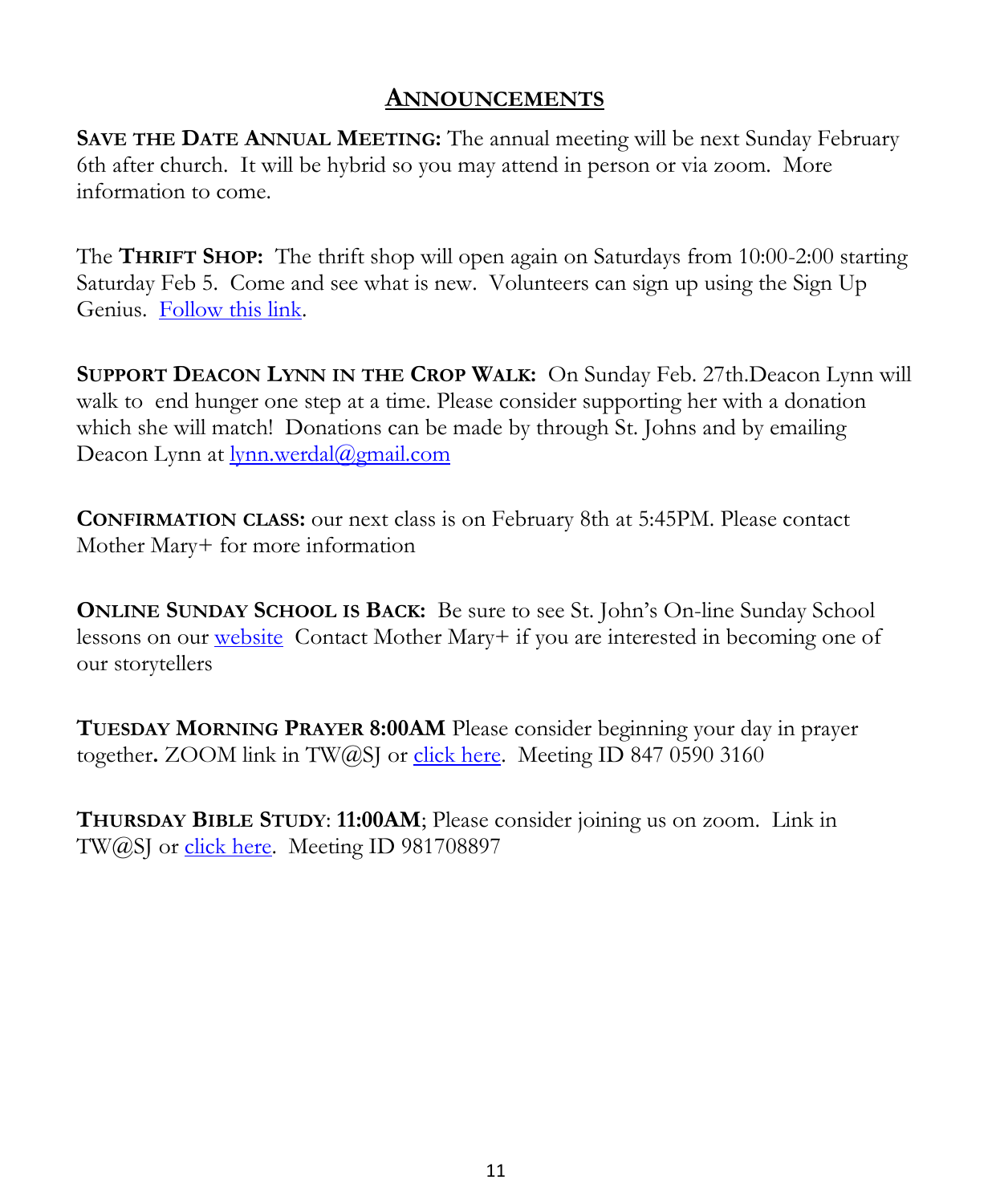## ANNOUNCEMENTS

**SAVE THE DATE ANNUAL MEETING:** The annual meeting will be next Sunday February 6th after church. It will be hybrid so you may attend in person or via zoom. More information to come.

The **THRIFT SHOP:** The thrift shop will open again on Saturdays from 10:00-2:00 starting Saturday Feb 5. Come and see what is new. Volunteers can sign up using the Sign Up Genius. Follow this link.

**SUPPORT DEACON LYNN IN THE CROP WALK:** On Sunday Feb. 27th.Deacon Lynn will walk to end hunger one step at a time. Please consider supporting her with a donation which she will match! Donations can be made by through St. Johns and by emailing Deacon Lynn at lynn.werdal@gmail.com

**CONFIRMATION CLASS:** our next class is on February 8th at 5:45PM. Please contact Mother Mary+ for more information

**ONLINE SUNDAY SCHOOL IS BACK:** Be sure to see St. John's On-line Sunday School lessons on our website Contact Mother Mary+ if you are interested in becoming one of our storytellers

**TUESDAY MORNING PRAYER 8:00AM** Please consider beginning your day in prayer together**.** ZOOM link in TW@SJ or click here. Meeting ID 847 0590 3160

**THURSDAY BIBLE STUDY**: **11:00AM**; Please consider joining us on zoom. Link in TW@SJ or click here. Meeting ID 981708897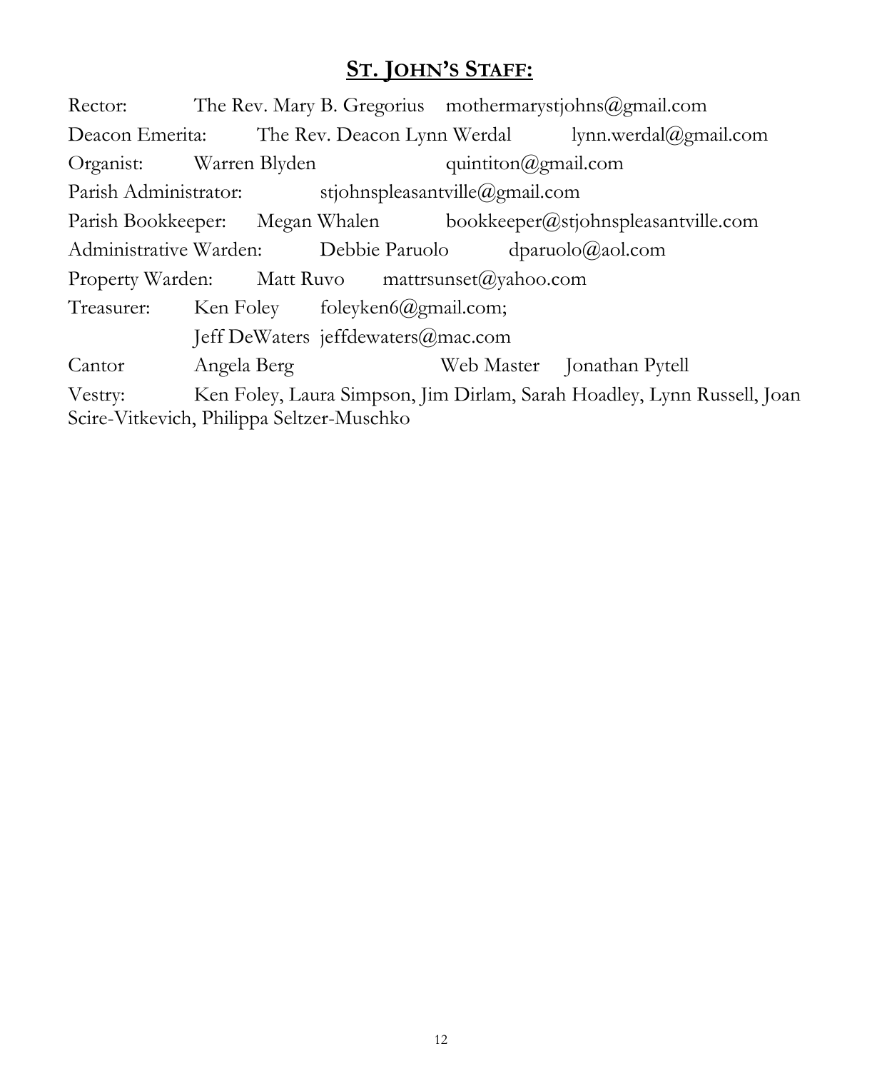## **ST. JOHN'S STAFF:**

Rector: The Rev. Mary B. Gregorius mothermarystjohns@gmail.com

Deacon Emerita: The Rev. Deacon Lynn Werdal lynn.werdal@gmail.com

Organist: Warren Blyden quintiton@gmail.com

Parish Administrator: stjohnspleasantville@gmail.com

Parish Bookkeeper: Megan Whalen bookkeeper@stjohnspleasantville.com

Administrative Warden: Debbie Paruolo dparuolo@aol.com

Property Warden: Matt Ruvo mattrsunset@yahoo.com

Treasurer: Ken Foley foleyken6@gmail.com;
Jeff DeWaters jeffdewaters@mac.com

Cantor Angela Berg Web Master Jonathan Pytell

Vestry: Ken Foley, Laura Simpson, Jim Dirlam, Sarah Hoadley, Lynn Russell, Joan Scire-Vitkevich, Philippa Seltzer-Muschko